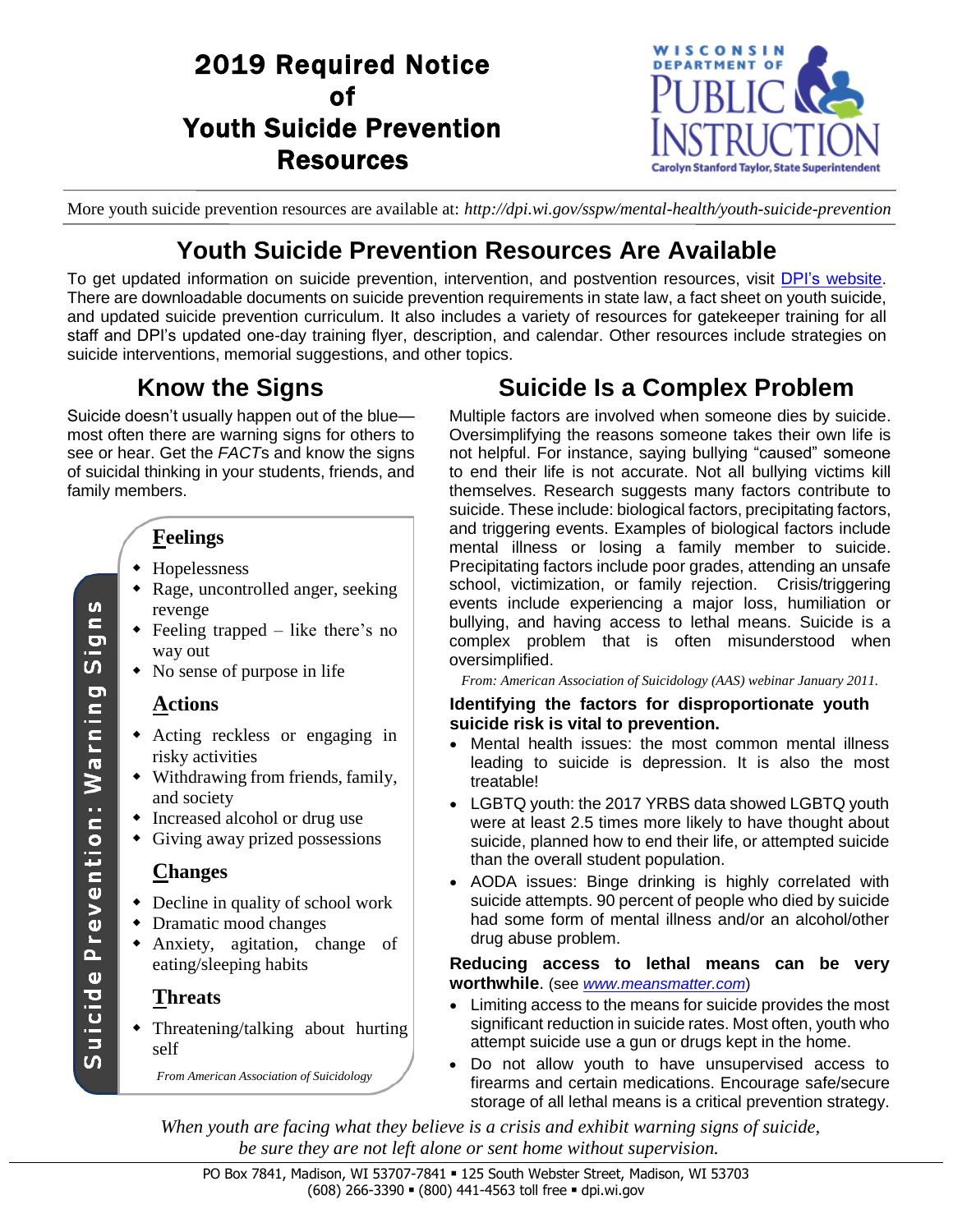# 2019 Required Notice of Youth Suicide Prevention Resources

WISCONSIN DEPARTMENT OF PUBLIC INSTRUCTION
Carolyn Stanford Taylor, State Superintendent

More youth suicide prevention resources are available at: *http://dpi.wi.gov/sspw/mental-health/youth-suicide-prevention*

## Youth Suicide Prevention Resources Are Available

To get updated information on suicide prevention, intervention, and postvention resources, visit DPI's website. There are downloadable documents on suicide prevention requirements in state law, a fact sheet on youth suicide, and updated suicide prevention curriculum. It also includes a variety of resources for gatekeeper training for all staff and DPI's updated one-day training flyer, description, and calendar. Other resources include strategies on suicide interventions, memorial suggestions, and other topics.

## Know the Signs

Suicide doesn't usually happen out of the blue—most often there are warning signs for others to see or hear. Get the *FACT*s and know the signs of suicidal thinking in your students, friends, and family members.

**Suicide Prevention: Warning Signs**

### Feelings

- Hopelessness
- Rage, uncontrolled anger, seeking revenge
- Feeling trapped – like there's no way out
- No sense of purpose in life

### Actions

- Acting reckless or engaging in risky activities
- Withdrawing from friends, family, and society
- Increased alcohol or drug use
- Giving away prized possessions

### Changes

- Decline in quality of school work
- Dramatic mood changes
- Anxiety, agitation, change of eating/sleeping habits

### Threats

- Threatening/talking about hurting self

*From American Association of Suicidology*

## Suicide Is a Complex Problem

Multiple factors are involved when someone dies by suicide. Oversimplifying the reasons someone takes their own life is not helpful. For instance, saying bullying "caused" someone to end their life is not accurate. Not all bullying victims kill themselves. Research suggests many factors contribute to suicide. These include: biological factors, precipitating factors, and triggering events. Examples of biological factors include mental illness or losing a family member to suicide. Precipitating factors include poor grades, attending an unsafe school, victimization, or family rejection. Crisis/triggering events include experiencing a major loss, humiliation or bullying, and having access to lethal means. Suicide is a complex problem that is often misunderstood when oversimplified.

*From: American Association of Suicidology (AAS) webinar January 2011.*

**Identifying the factors for disproportionate youth suicide risk is vital to prevention.**

- Mental health issues: the most common mental illness leading to suicide is depression. It is also the most treatable!
- LGBTQ youth: the 2017 YRBS data showed LGBTQ youth were at least 2.5 times more likely to have thought about suicide, planned how to end their life, or attempted suicide than the overall student population.
- AODA issues: Binge drinking is highly correlated with suicide attempts. 90 percent of people who died by suicide had some form of mental illness and/or an alcohol/other drug abuse problem.

**Reducing access to lethal means can be very worthwhile**. (see *www.meansmatter.com*)

- Limiting access to the means for suicide provides the most significant reduction in suicide rates. Most often, youth who attempt suicide use a gun or drugs kept in the home.
- Do not allow youth to have unsupervised access to firearms and certain medications. Encourage safe/secure storage of all lethal means is a critical prevention strategy.

*When youth are facing what they believe is a crisis and exhibit warning signs of suicide, be sure they are not left alone or sent home without supervision.*

PO Box 7841, Madison, WI 53707-7841 ▪ 125 South Webster Street, Madison, WI 53703
(608) 266-3390 ▪ (800) 441-4563 toll free ▪ dpi.wi.gov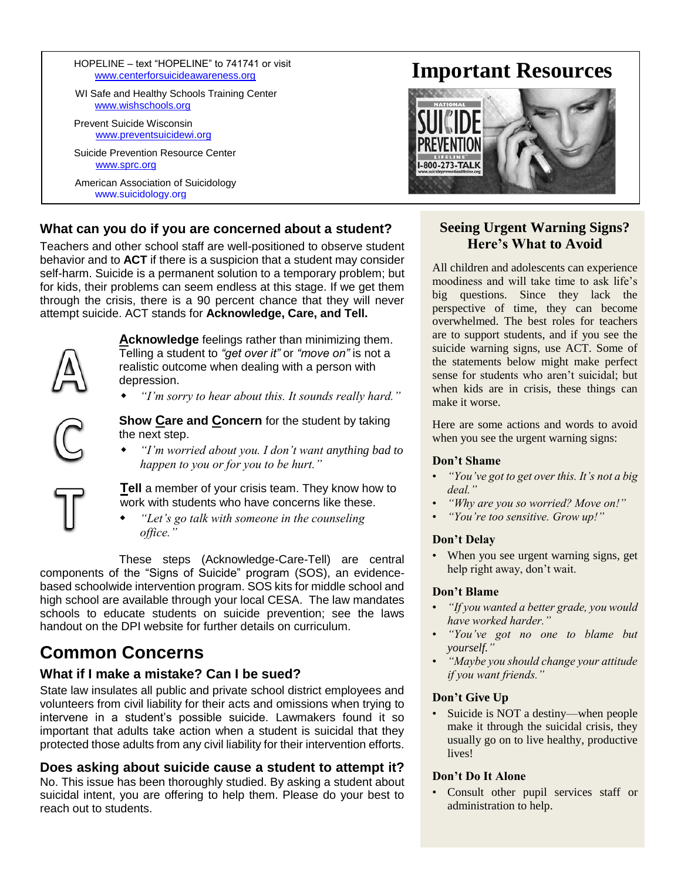HOPELINE – text "HOPELINE" to 741741 or visit
www.centerforsuicideawareness.org

WI Safe and Healthy Schools Training Center
www.wishschools.org

Prevent Suicide Wisconsin
www.preventsuicidewi.org

Suicide Prevention Resource Center
www.sprc.org

American Association of Suicidology
www.suicidology.org

# Important Resources

NATIONAL SUICIDE PREVENTION LIFELINE 1-800-273-TALK www.suicidepreventionlifeline.org

## What can you do if you are concerned about a student?

Teachers and other school staff are well-positioned to observe student behavior and to **ACT** if there is a suspicion that a student may consider self-harm. Suicide is a permanent solution to a temporary problem; but for kids, their problems can seem endless at this stage. If we get them through the crisis, there is a 90 percent chance that they will never attempt suicide. ACT stands for **Acknowledge, Care, and Tell.**

**A**

**Acknowledge** feelings rather than minimizing them. Telling a student to *"get over it"* or *"move on"* is not a realistic outcome when dealing with a person with depression.

- *"I'm sorry to hear about this. It sounds really hard."*

**C**

**Show Care and Concern** for the student by taking the next step.

- *"I'm worried about you. I don't want anything bad to happen to you or for you to be hurt."*

**T**

**Tell** a member of your crisis team. They know how to work with students who have concerns like these.

- *"Let's go talk with someone in the counseling office."*

These steps (Acknowledge-Care-Tell) are central components of the "Signs of Suicide" program (SOS), an evidence-based schoolwide intervention program. SOS kits for middle school and high school are available through your local CESA. The law mandates schools to educate students on suicide prevention; see the laws handout on the DPI website for further details on curriculum.

# Common Concerns

## What if I make a mistake? Can I be sued?

State law insulates all public and private school district employees and volunteers from civil liability for their acts and omissions when trying to intervene in a student's possible suicide. Lawmakers found it so important that adults take action when a student is suicidal that they protected those adults from any civil liability for their intervention efforts.

## Does asking about suicide cause a student to attempt it?

No. This issue has been thoroughly studied. By asking a student about suicidal intent, you are offering to help them. Please do your best to reach out to students.

## Seeing Urgent Warning Signs? Here's What to Avoid

All children and adolescents can experience moodiness and will take time to ask life's big questions. Since they lack the perspective of time, they can become overwhelmed. The best roles for teachers are to support students, and if you see the suicide warning signs, use ACT. Some of the statements below might make perfect sense for students who aren't suicidal; but when kids are in crisis, these things can make it worse.

Here are some actions and words to avoid when you see the urgent warning signs:

### Don't Shame

- *"You've got to get over this. It's not a big deal."*
- *"Why are you so worried? Move on!"*
- *"You're too sensitive. Grow up!"*

### Don't Delay

- When you see urgent warning signs, get help right away, don't wait.

### Don't Blame

- *"If you wanted a better grade, you would have worked harder."*
- *"You've got no one to blame but yourself."*
- *"Maybe you should change your attitude if you want friends."*

### Don't Give Up

- Suicide is NOT a destiny—when people make it through the suicidal crisis, they usually go on to live healthy, productive lives!

### Don't Do It Alone

- Consult other pupil services staff or administration to help.